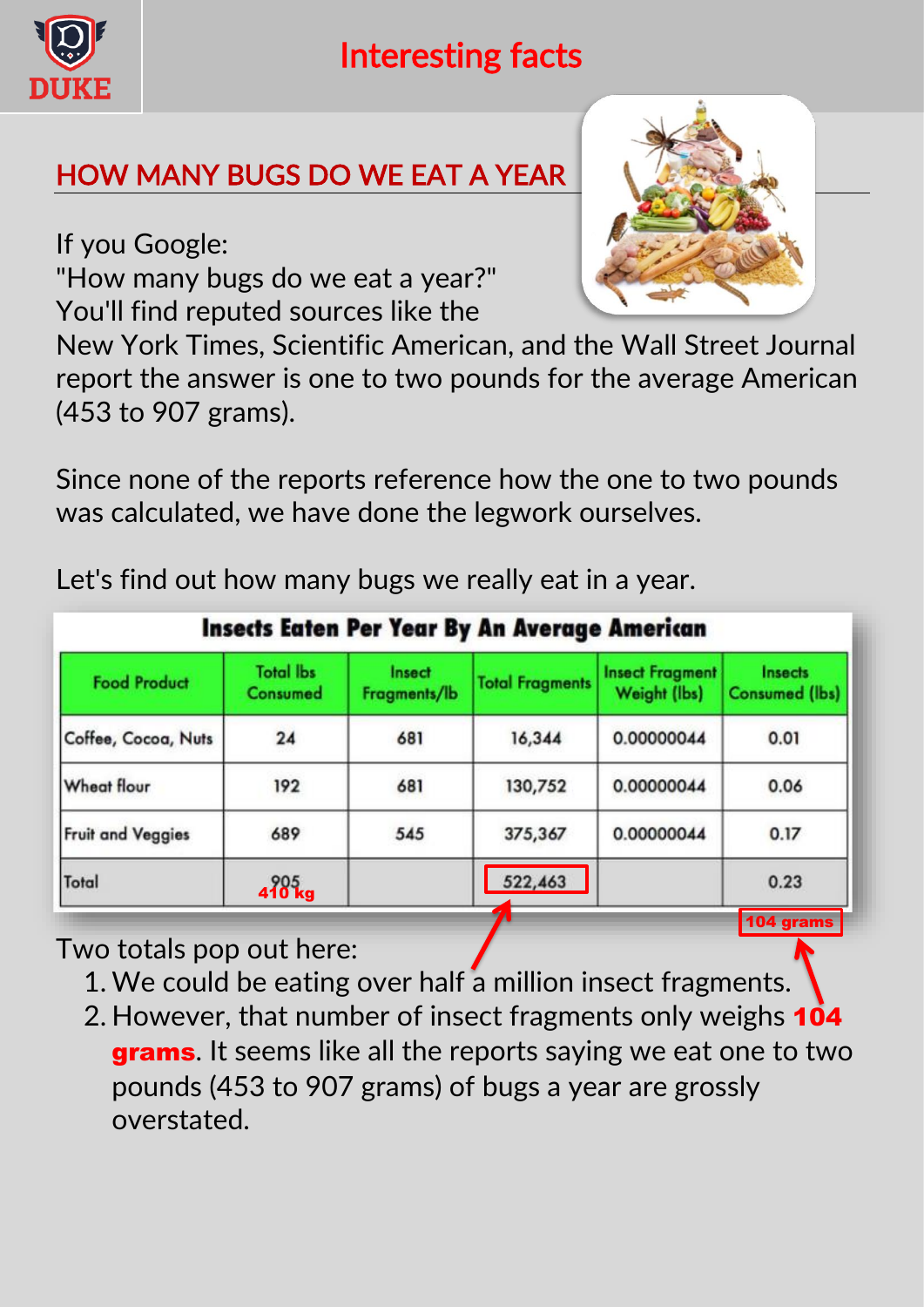DUKE

# Interesting facts

## HOW MANY BUGS DO WE EAT A YEAR

If you Google:
"How many bugs do we eat a year?"
You'll find reputed sources like the New York Times, Scientific American, and the Wall Street Journal report the answer is one to two pounds for the average American (453 to 907 grams).

Since none of the reports reference how the one to two pounds was calculated, we have done the legwork ourselves.

Let's find out how many bugs we really eat in a year.

**Insects Eaten Per Year By An Average American**

| Food Product | Total lbs Consumed | Insect Fragments/lb | Total Fragments | Insect Fragment Weight (lbs) | Insects Consumed (lbs) |
|---|---|---|---|---|---|
| Coffee, Cocoa, Nuts | 24 | 681 | 16,344 | 0.00000044 | 0.01 |
| Wheat flour | 192 | 681 | 130,752 | 0.00000044 | 0.06 |
| Fruit and Veggies | 689 | 545 | 375,367 | 0.00000044 | 0.17 |
| Total | 905 (410 kg) | | 522,463 | | 0.23 (104 grams) |

Two totals pop out here:

1. We could be eating over half a million insect fragments.
2. However, that number of insect fragments only weighs **104 grams**. It seems like all the reports saying we eat one to two pounds (453 to 907 grams) of bugs a year are grossly overstated.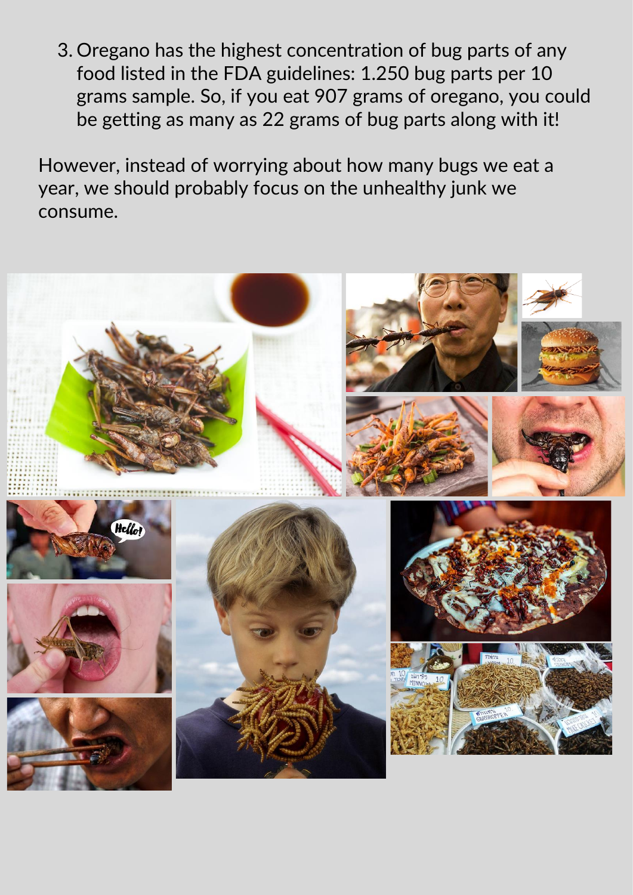3. Oregano has the highest concentration of bug parts of any food listed in the FDA guidelines: 1.250 bug parts per 10 grams sample. So, if you eat 907 grams of oregano, you could be getting as many as 22 grams of bug parts along with it!

However, instead of worrying about how many bugs we eat a year, we should probably focus on the unhealthy junk we consume.